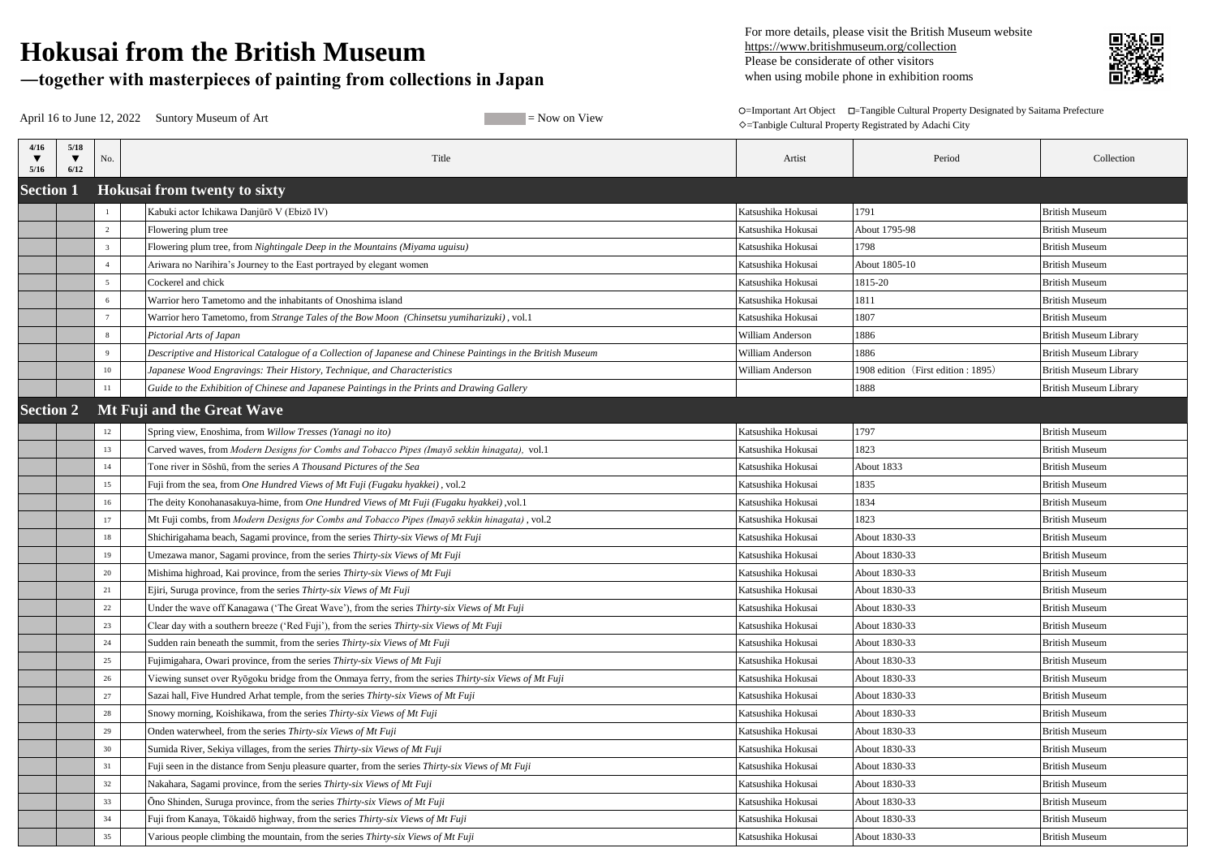# Hokusai from the British Museum

## —together with masterpieces of painting from collections in Japan

For more details, please visit the British Museum website
https://www.britishmuseum.org/collection
Please be considerate of other visitors
when using mobile phone in exhibition rooms

April 16 to June 12, 2022　Suntory Museum of Art

▇ = Now on View

○=Important Art Object　□=Tangible Cultural Property Designated by Saitama Prefecture
◇=Tanbigle Cultural Property Registrated by Adachi City

| 4/16 ▼ 5/16 | 5/18 ▼ 6/12 | No. | | Title | Artist | Period | Collection |
|---|---|---|---|---|---|---|---|
| **Section 1** | | **Hokusai from twenty to sixty** | | | | | |
| | | 1 | | Kabuki actor Ichikawa Danjūrō V (Ebizō IV) | Katsushika Hokusai | 1791 | British Museum |
| | | 2 | | Flowering plum tree | Katsushika Hokusai | About 1795-98 | British Museum |
| | | 3 | | Flowering plum tree, from *Nightingale Deep in the Mountains (Miyama uguisu)* | Katsushika Hokusai | 1798 | British Museum |
| | | 4 | | Ariwara no Narihira's Journey to the East portrayed by elegant women | Katsushika Hokusai | About 1805-10 | British Museum |
| | | 5 | | Cockerel and chick | Katsushika Hokusai | 1815-20 | British Museum |
| | | 6 | | Warrior hero Tametomo and the inhabitants of Onoshima island | Katsushika Hokusai | 1811 | British Museum |
| | | 7 | | Warrior hero Tametomo, from *Strange Tales of the Bow Moon (Chinsetsu yumiharizuki)* , vol.1 | Katsushika Hokusai | 1807 | British Museum |
| | | 8 | | *Pictorial Arts of Japan* | William Anderson | 1886 | British Museum Library |
| | | 9 | | *Descriptive and Historical Catalogue of a Collection of Japanese and Chinese Paintings in the British Museum* | William Anderson | 1886 | British Museum Library |
| | | 10 | | *Japanese Wood Engravings: Their History, Technique, and Characteristics* | William Anderson | 1908 edition（First edition : 1895） | British Museum Library |
| | | 11 | | *Guide to the Exhibition of Chinese and Japanese Paintings in the Prints and Drawing Gallery* | | 1888 | British Museum Library |
| **Section 2** | | **Mt Fuji and the Great Wave** | | | | | |
| | | 12 | | Spring view, Enoshima, from *Willow Tresses (Yanagi no ito)* | Katsushika Hokusai | 1797 | British Museum |
| | | 13 | | Carved waves, from *Modern Designs for Combs and Tobacco Pipes (Imayō sekkin hinagata),* vol.1 | Katsushika Hokusai | 1823 | British Museum |
| | | 14 | | Tone river in Sōshū, from the series *A Thousand Pictures of the Sea* | Katsushika Hokusai | About 1833 | British Museum |
| | | 15 | | Fuji from the sea, from *One Hundred Views of Mt Fuji (Fugaku hyakkei)* , vol.2 | Katsushika Hokusai | 1835 | British Museum |
| | | 16 | | The deity Konohanasakuya-hime, from *One Hundred Views of Mt Fuji (Fugaku hyakkei)* ,vol.1 | Katsushika Hokusai | 1834 | British Museum |
| | | 17 | | Mt Fuji combs, from *Modern Designs for Combs and Tobacco Pipes (Imayō sekkin hinagata)* , vol.2 | Katsushika Hokusai | 1823 | British Museum |
| | | 18 | | Shichirigahama beach, Sagami province, from the series *Thirty-six Views of Mt Fuji* | Katsushika Hokusai | About 1830-33 | British Museum |
| | | 19 | | Umezawa manor, Sagami province, from the series *Thirty-six Views of Mt Fuji* | Katsushika Hokusai | About 1830-33 | British Museum |
| | | 20 | | Mishima highroad, Kai province, from the series *Thirty-six Views of Mt Fuji* | Katsushika Hokusai | About 1830-33 | British Museum |
| | | 21 | | Ejiri, Suruga province, from the series *Thirty-six Views of Mt Fuji* | Katsushika Hokusai | About 1830-33 | British Museum |
| | | 22 | | Under the wave off Kanagawa ('The Great Wave'), from the series *Thirty-six Views of Mt Fuji* | Katsushika Hokusai | About 1830-33 | British Museum |
| | | 23 | | Clear day with a southern breeze ('Red Fuji'), from the series *Thirty-six Views of Mt Fuji* | Katsushika Hokusai | About 1830-33 | British Museum |
| | | 24 | | Sudden rain beneath the summit, from the series *Thirty-six Views of Mt Fuji* | Katsushika Hokusai | About 1830-33 | British Museum |
| | | 25 | | Fujimigahara, Owari province, from the series *Thirty-six Views of Mt Fuji* | Katsushika Hokusai | About 1830-33 | British Museum |
| | | 26 | | Viewing sunset over Ryōgoku bridge from the Onmaya ferry, from the series *Thirty-six Views of Mt Fuji* | Katsushika Hokusai | About 1830-33 | British Museum |
| | | 27 | | Sazai hall, Five Hundred Arhat temple, from the series *Thirty-six Views of Mt Fuji* | Katsushika Hokusai | About 1830-33 | British Museum |
| | | 28 | | Snowy morning, Koishikawa, from the series *Thirty-six Views of Mt Fuji* | Katsushika Hokusai | About 1830-33 | British Museum |
| | | 29 | | Onden waterwheel, from the series *Thirty-six Views of Mt Fuji* | Katsushika Hokusai | About 1830-33 | British Museum |
| | | 30 | | Sumida River, Sekiya villages, from the series *Thirty-six Views of Mt Fuji* | Katsushika Hokusai | About 1830-33 | British Museum |
| | | 31 | | Fuji seen in the distance from Senju pleasure quarter, from the series *Thirty-six Views of Mt Fuji* | Katsushika Hokusai | About 1830-33 | British Museum |
| | | 32 | | Nakahara, Sagami province, from the series *Thirty-six Views of Mt Fuji* | Katsushika Hokusai | About 1830-33 | British Museum |
| | | 33 | | Ōno Shinden, Suruga province, from the series *Thirty-six Views of Mt Fuji* | Katsushika Hokusai | About 1830-33 | British Museum |
| | | 34 | | Fuji from Kanaya, Tōkaidō highway, from the series *Thirty-six Views of Mt Fuji* | Katsushika Hokusai | About 1830-33 | British Museum |
| | | 35 | | Various people climbing the mountain, from the series *Thirty-six Views of Mt Fuji* | Katsushika Hokusai | About 1830-33 | British Museum |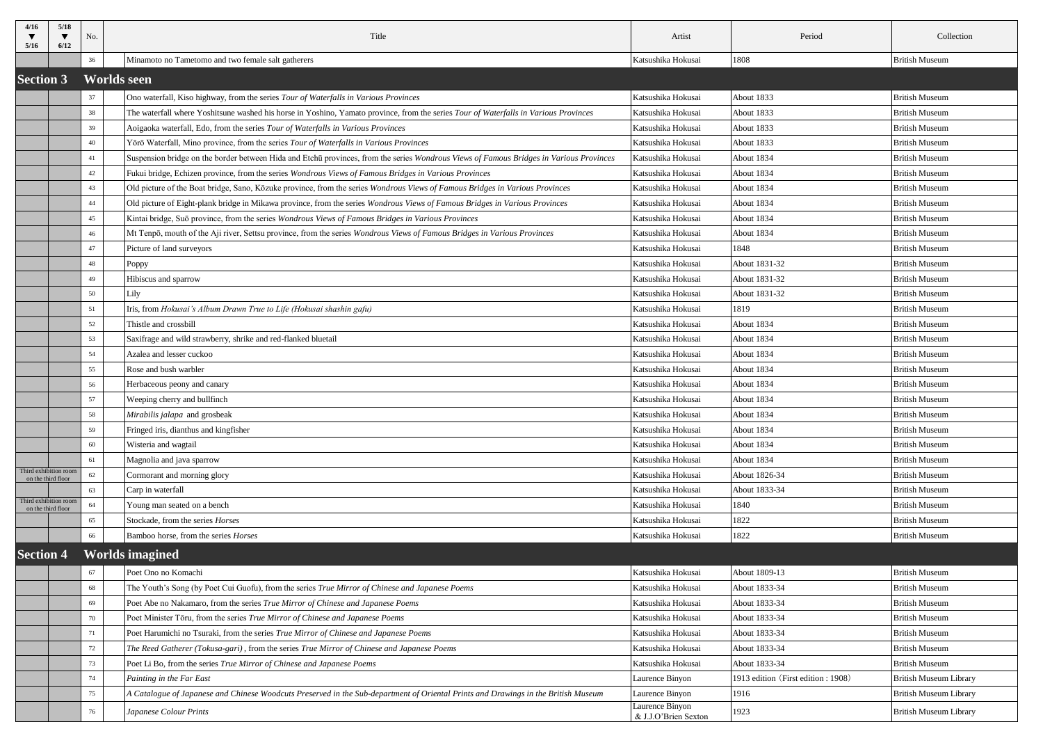| 4/16 ▼ 5/16 | 5/18 ▼ 6/12 | No. | | Title | Artist | Period | Collection |
|---|---|---|---|---|---|---|---|
| | | 36 | | Minamoto no Tametomo and two female salt gatherers | Katsushika Hokusai | 1808 | British Museum |
| **Section 3** | **Worlds seen** | | | | | | |
| | | 37 | | Ono waterfall, Kiso highway, from the series *Tour of Waterfalls in Various Provinces* | Katsushika Hokusai | About 1833 | British Museum |
| | | 38 | | The waterfall where Yoshitsune washed his horse in Yoshino, Yamato province, from the series *Tour of Waterfalls in Various Provinces* | Katsushika Hokusai | About 1833 | British Museum |
| | | 39 | | Aoigaoka waterfall, Edo, from the series *Tour of Waterfalls in Various Provinces* | Katsushika Hokusai | About 1833 | British Museum |
| | | 40 | | Yōrō Waterfall, Mino province, from the series *Tour of Waterfalls in Various Provinces* | Katsushika Hokusai | About 1833 | British Museum |
| | | 41 | | Suspension bridge on the border between Hida and Etchū provinces, from the series *Wondrous Views of Famous Bridges in Various Provinces* | Katsushika Hokusai | About 1834 | British Museum |
| | | 42 | | Fukui bridge, Echizen province, from the series *Wondrous Views of Famous Bridges in Various Provinces* | Katsushika Hokusai | About 1834 | British Museum |
| | | 43 | | Old picture of the Boat bridge, Sano, Kōzuke province, from the series *Wondrous Views of Famous Bridges in Various Provinces* | Katsushika Hokusai | About 1834 | British Museum |
| | | 44 | | Old picture of Eight-plank bridge in Mikawa province, from the series *Wondrous Views of Famous Bridges in Various Provinces* | Katsushika Hokusai | About 1834 | British Museum |
| | | 45 | | Kintai bridge, Suō province, from the series *Wondrous Views of Famous Bridges in Various Provinces* | Katsushika Hokusai | About 1834 | British Museum |
| | | 46 | | Mt Tenpō, mouth of the Aji river, Settsu province, from the series *Wondrous Views of Famous Bridges in Various Provinces* | Katsushika Hokusai | About 1834 | British Museum |
| | | 47 | | Picture of land surveyors | Katsushika Hokusai | 1848 | British Museum |
| | | 48 | | Poppy | Katsushika Hokusai | About 1831-32 | British Museum |
| | | 49 | | Hibiscus and sparrow | Katsushika Hokusai | About 1831-32 | British Museum |
| | | 50 | | Lily | Katsushika Hokusai | About 1831-32 | British Museum |
| | | 51 | | Iris, from *Hokusai's Album Drawn True to Life (Hokusai shashin gafu)* | Katsushika Hokusai | 1819 | British Museum |
| | | 52 | | Thistle and crossbill | Katsushika Hokusai | About 1834 | British Museum |
| | | 53 | | Saxifrage and wild strawberry, shrike and red-flanked bluetail | Katsushika Hokusai | About 1834 | British Museum |
| | | 54 | | Azalea and lesser cuckoo | Katsushika Hokusai | About 1834 | British Museum |
| | | 55 | | Rose and bush warbler | Katsushika Hokusai | About 1834 | British Museum |
| | | 56 | | Herbaceous peony and canary | Katsushika Hokusai | About 1834 | British Museum |
| | | 57 | | Weeping cherry and bullfinch | Katsushika Hokusai | About 1834 | British Museum |
| | | 58 | | *Mirabilis jalapa* and grosbeak | Katsushika Hokusai | About 1834 | British Museum |
| | | 59 | | Fringed iris, dianthus and kingfisher | Katsushika Hokusai | About 1834 | British Museum |
| | | 60 | | Wisteria and wagtail | Katsushika Hokusai | About 1834 | British Museum |
| | | 61 | | Magnolia and java sparrow | Katsushika Hokusai | About 1834 | British Museum |
| Third exhibition room on the third floor | | 62 | | Cormorant and morning glory | Katsushika Hokusai | About 1826-34 | British Museum |
| | | 63 | | Carp in waterfall | Katsushika Hokusai | About 1833-34 | British Museum |
| Third exhibition room on the third floor | | 64 | | Young man seated on a bench | Katsushika Hokusai | 1840 | British Museum |
| | | 65 | | Stockade, from the series *Horses* | Katsushika Hokusai | 1822 | British Museum |
| | | 66 | | Bamboo horse, from the series *Horses* | Katsushika Hokusai | 1822 | British Museum |
| **Section 4** | **Worlds imagined** | | | | | | |
| | | 67 | | Poet Ono no Komachi | Katsushika Hokusai | About 1809-13 | British Museum |
| | | 68 | | The Youth's Song (by Poet Cui Guofu), from the series *True Mirror of Chinese and Japanese Poems* | Katsushika Hokusai | About 1833-34 | British Museum |
| | | 69 | | Poet Abe no Nakamaro, from the series *True Mirror of Chinese and Japanese Poems* | Katsushika Hokusai | About 1833-34 | British Museum |
| | | 70 | | Poet Minister Tōru, from the series *True Mirror of Chinese and Japanese Poems* | Katsushika Hokusai | About 1833-34 | British Museum |
| | | 71 | | Poet Harumichi no Tsuraki, from the series *True Mirror of Chinese and Japanese Poems* | Katsushika Hokusai | About 1833-34 | British Museum |
| | | 72 | | *The Reed Gatherer (Tokusa-gari)* , from the series *True Mirror of Chinese and Japanese Poems* | Katsushika Hokusai | About 1833-34 | British Museum |
| | | 73 | | Poet Li Bo, from the series *True Mirror of Chinese and Japanese Poems* | Katsushika Hokusai | About 1833-34 | British Museum |
| | | 74 | | *Painting in the Far East* | Laurence Binyon | 1913 edition（First edition : 1908） | British Museum Library |
| | | 75 | | *A Catalogue of Japanese and Chinese Woodcuts Preserved in the Sub-department of Oriental Prints and Drawings in the British Museum* | Laurence Binyon | 1916 | British Museum Library |
| | | 76 | | *Japanese Colour Prints* | Laurence Binyon & J.J.O'Brien Sexton | 1923 | British Museum Library |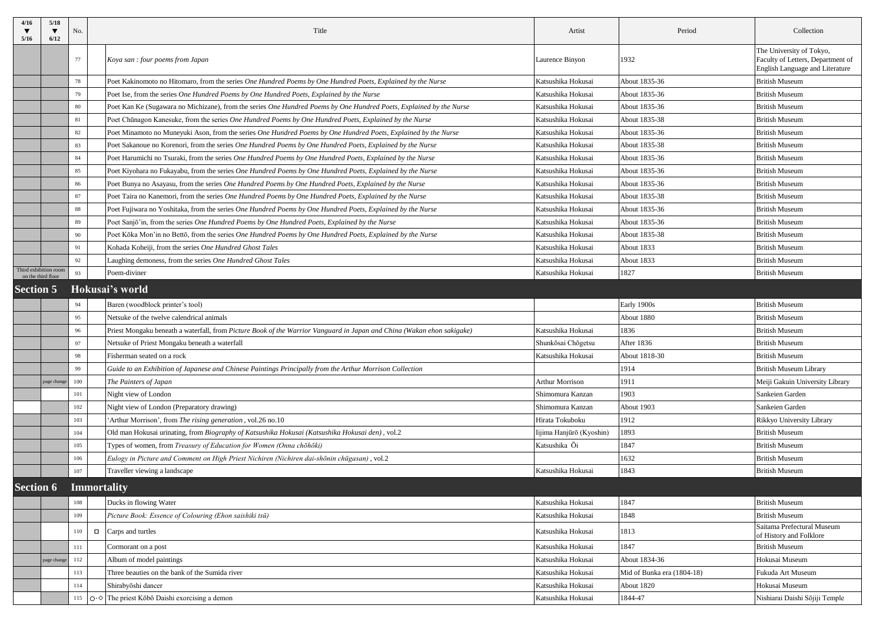| 4/16 ▼ 5/16 | 5/18 ▼ 6/12 | No. | | Title | Artist | Period | Collection |
|---|---|---|---|---|---|---|---|
| | | 77 | | *Koya san : four poems from Japan* | Laurence Binyon | 1932 | The University of Tokyo, Faculty of Letters, Department of English Language and Literature |
| | | 78 | | Poet Kakinomoto no Hitomaro, from the series *One Hundred Poems by One Hundred Poets, Explained by the Nurse* | Katsushika Hokusai | About 1835-36 | British Museum |
| | | 79 | | Poet Ise, from the series *One Hundred Poems by One Hundred Poets, Explained by the Nurse* | Katsushika Hokusai | About 1835-36 | British Museum |
| | | 80 | | Poet Kan Ke (Sugawara no Michizane), from the series *One Hundred Poems by One Hundred Poets, Explained by the Nurse* | Katsushika Hokusai | About 1835-36 | British Museum |
| | | 81 | | Poet Chūnagon Kanesuke, from the series *One Hundred Poems by One Hundred Poets, Explained by the Nurse* | Katsushika Hokusai | About 1835-38 | British Museum |
| | | 82 | | Poet Minamoto no Muneyuki Ason, from the series *One Hundred Poems by One Hundred Poets, Explained by the Nurse* | Katsushika Hokusai | About 1835-36 | British Museum |
| | | 83 | | Poet Sakanoue no Korenori, from the series *One Hundred Poems by One Hundred Poets, Explained by the Nurse* | Katsushika Hokusai | About 1835-38 | British Museum |
| | | 84 | | Poet Harumichi no Tsuraki, from the series *One Hundred Poems by One Hundred Poets, Explained by the Nurse* | Katsushika Hokusai | About 1835-36 | British Museum |
| | | 85 | | Poet Kiyohara no Fukayabu, from the series *One Hundred Poems by One Hundred Poets, Explained by the Nurse* | Katsushika Hokusai | About 1835-36 | British Museum |
| | | 86 | | Poet Bunya no Asayasu, from the series *One Hundred Poems by One Hundred Poets, Explained by the Nurse* | Katsushika Hokusai | About 1835-36 | British Museum |
| | | 87 | | Poet Taira no Kanemori, from the series *One Hundred Poems by One Hundred Poets, Explained by the Nurse* | Katsushika Hokusai | About 1835-38 | British Museum |
| | | 88 | | Poet Fujiwara no Yoshitaka, from the series *One Hundred Poems by One Hundred Poets, Explained by the Nurse* | Katsushika Hokusai | About 1835-36 | British Museum |
| | | 89 | | Poet Sanjō'in, from the series *One Hundred Poems by One Hundred Poets, Explained by the Nurse* | Katsushika Hokusai | About 1835-36 | British Museum |
| | | 90 | | Poet Kōka Mon'in no Bettō, from the series *One Hundred Poems by One Hundred Poets, Explained by the Nurse* | Katsushika Hokusai | About 1835-38 | British Museum |
| | | 91 | | Kohada Koheiji, from the series *One Hundred Ghost Tales* | Katsushika Hokusai | About 1833 | British Museum |
| | | 92 | | Laughing demoness, from the series *One Hundred Ghost Tales* | Katsushika Hokusai | About 1833 | British Museum |
| Third exhibition room on the third floor | | 93 | | Poem-diviner | Katsushika Hokusai | 1827 | British Museum |
| **Section 5** | | | | **Hokusai's world** | | | |
| | | 94 | | Baren (woodblock printer's tool) | | Early 1900s | British Museum |
| | | 95 | | Netsuke of the twelve calendrical animals | | About 1880 | British Museum |
| | | 96 | | Priest Mongaku beneath a waterfall, from *Picture Book of the Warrior Vanguard in Japan and China (Wakan ehon sakigake)* | Katsushika Hokusai | 1836 | British Museum |
| | | 97 | | Netsuke of Priest Mongaku beneath a waterfall | Shunkōsai Chōgetsu | After 1836 | British Museum |
| | | 98 | | Fisherman seated on a rock | Katsushika Hokusai | About 1818-30 | British Museum |
| | | 99 | | *Guide to an Exhibition of Japanese and Chinese Paintings Principally from the Arthur Morrison Collection* | | 1914 | British Museum Library |
| | page change | 100 | | *The Painters of Japan* | Arthur Morrison | 1911 | Meiji Gakuin University Library |
| | | 101 | | Night view of London | Shimomura Kanzan | 1903 | Sankeien Garden |
| | | 102 | | Night view of London (Preparatory drawing) | Shimomura Kanzan | About 1903 | Sankeien Garden |
| | | 103 | | 'Arthur Morrison', from *The rising generation* , vol.26 no.10 | Hirata Tokuboku | 1912 | Rikkyo University Library |
| | | 104 | | Old man Hokusai urinating, from *Biography of Katsushika Hokusai (Katsushika Hokusai den)* , vol.2 | Iijima Hanjūrō (Kyoshin) | 1893 | British Museum |
| | | 105 | | Types of women, from *Treasury of Education for Women (Onna chōhōki)* | Katsushika Ōi | 1847 | British Museum |
| | | 106 | | *Eulogy in Picture and Comment on High Priest Nichiren (Nichiren dai-shōnin chūgasan)* , vol.2 | | 1632 | British Museum |
| | | 107 | | Traveller viewing a landscape | Katsushika Hokusai | 1843 | British Museum |
| **Section 6** | | | | **Immortality** | | | |
| | | 108 | | Ducks in flowing Water | Katsushika Hokusai | 1847 | British Museum |
| | | 109 | | *Picture Book: Essence of Colouring (Ehon saishiki tsū)* | Katsushika Hokusai | 1848 | British Museum |
| | | 110 | □ | Carps and turtles | Katsushika Hokusai | 1813 | Saitama Prefectural Museum of History and Folklore |
| | | 111 | | Cormorant on a post | Katsushika Hokusai | 1847 | British Museum |
| | page change | 112 | | Album of model paintings | Katsushika Hokusai | About 1834-36 | Hokusai Museum |
| | | 113 | | Three beauties on the bank of the Sumida river | Katsushika Hokusai | Mid of Bunka era (1804-18) | Fukuda Art Museum |
| | | 114 | | Shirabyōshi dancer | Katsushika Hokusai | About 1820 | Hokusai Museum |
| | | 115 | ○·◇ | The priest Kōbō Daishi exorcising a demon | Katsushika Hokusai | 1844-47 | Nishiarai Daishi Sōjiji Temple |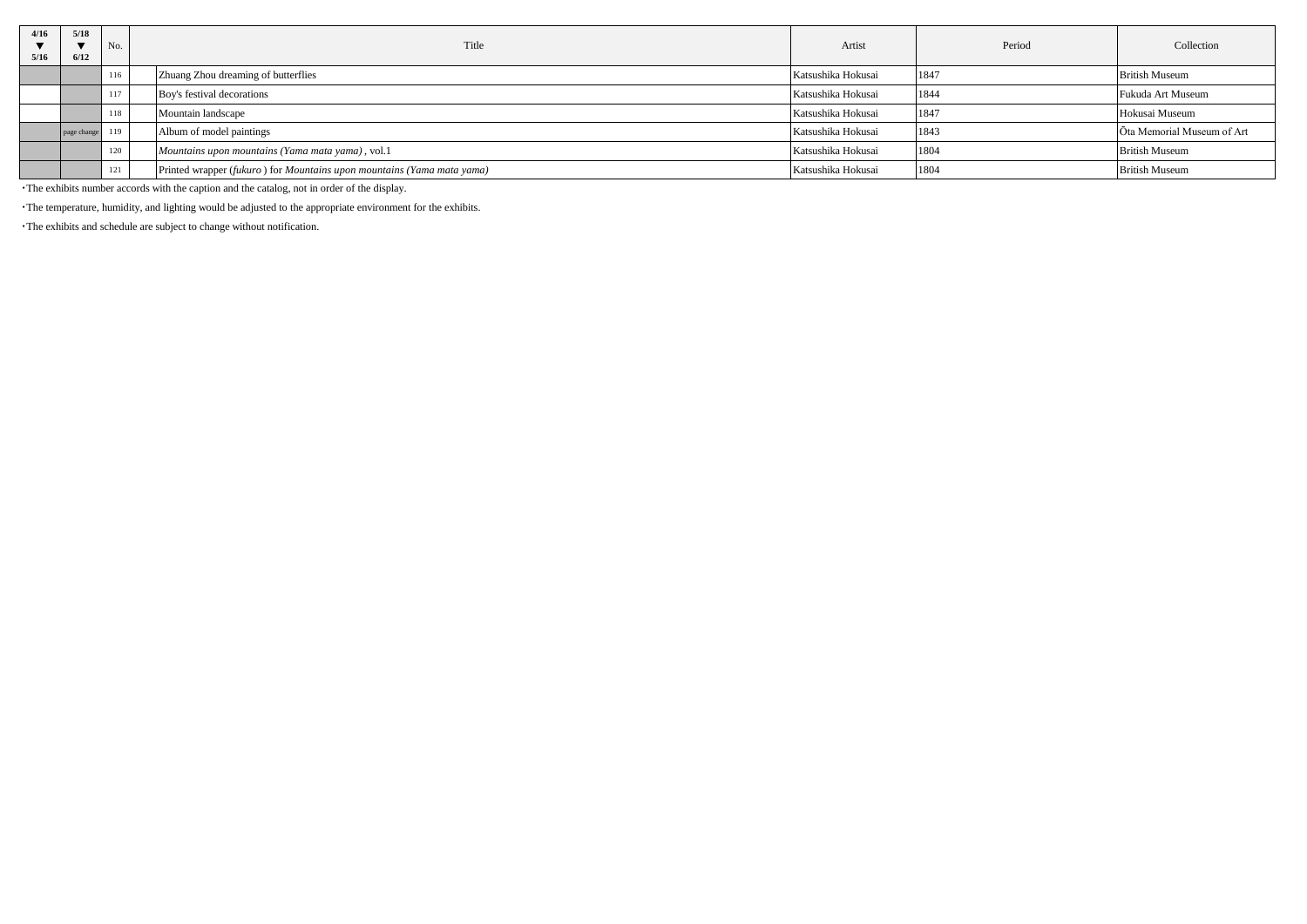| 4/16 ▼ 5/16 | 5/18 ▼ 6/12 | No. | | Title | Artist | Period | Collection |
|---|---|---|---|---|---|---|---|
| | | 116 | | Zhuang Zhou dreaming of butterflies | Katsushika Hokusai | 1847 | British Museum |
| | | 117 | | Boy's festival decorations | Katsushika Hokusai | 1844 | Fukuda Art Museum |
| | | 118 | | Mountain landscape | Katsushika Hokusai | 1847 | Hokusai Museum |
| | page change | 119 | | Album of model paintings | Katsushika Hokusai | 1843 | Ōta Memorial Museum of Art |
| | | 120 | | *Mountains upon mountains (Yama mata yama)* , vol.1 | Katsushika Hokusai | 1804 | British Museum |
| | | 121 | | Printed wrapper (*fukuro* ) for *Mountains upon mountains (Yama mata yama)* | Katsushika Hokusai | 1804 | British Museum |

・The exhibits number accords with the caption and the catalog, not in order of the display.

・The temperature, humidity, and lighting would be adjusted to the appropriate environment for the exhibits.

・The exhibits and schedule are subject to change without notification.